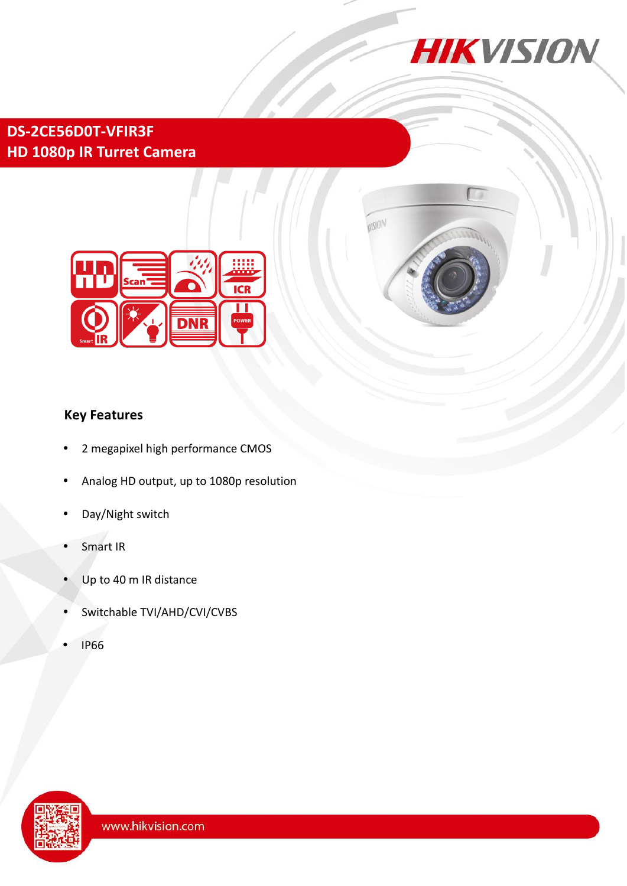# DS-2CE56D0T-VFIR3F

## HD 1080p IR Turret Camera

### Key Features

- 2 megapixel high performance CMOS
- Analog HD output, up to 1080p resolution
- Day/Night switch
- Smart IR
- Up to 40 m IR distance
- Switchable TVI/AHD/CVI/CVBS
- IP66

www.hikvision.com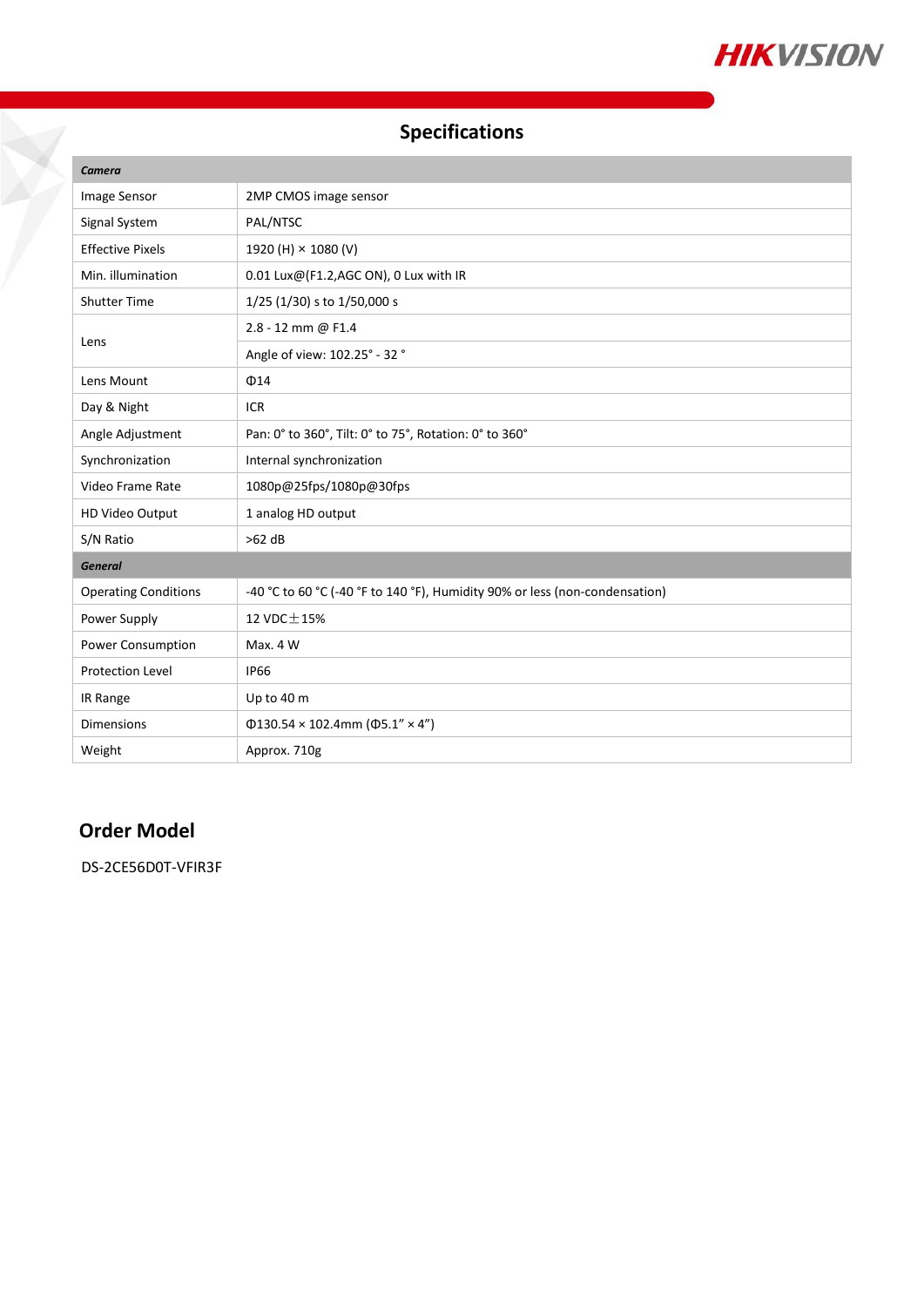## Specifications

| *Camera* | |
|---|---|
| Image Sensor | 2MP CMOS image sensor |
| Signal System | PAL/NTSC |
| Effective Pixels | 1920 (H) × 1080 (V) |
| Min. illumination | 0.01 Lux@(F1.2,AGC ON), 0 Lux with IR |
| Shutter Time | 1/25 (1/30) s to 1/50,000 s |
| Lens | 2.8 - 12 mm @ F1.4 |
| | Angle of view: 102.25° - 32 ° |
| Lens Mount | Φ14 |
| Day & Night | ICR |
| Angle Adjustment | Pan: 0° to 360°, Tilt: 0° to 75°, Rotation: 0° to 360° |
| Synchronization | Internal synchronization |
| Video Frame Rate | 1080p@25fps/1080p@30fps |
| HD Video Output | 1 analog HD output |
| S/N Ratio | >62 dB |
| *General* | |
| Operating Conditions | -40 °C to 60 °C (-40 °F to 140 °F), Humidity 90% or less (non-condensation) |
| Power Supply | 12 VDC±15% |
| Power Consumption | Max. 4 W |
| Protection Level | IP66 |
| IR Range | Up to 40 m |
| Dimensions | Φ130.54 × 102.4mm (Φ5.1" × 4") |
| Weight | Approx. 710g |

## Order Model

DS-2CE56D0T-VFIR3F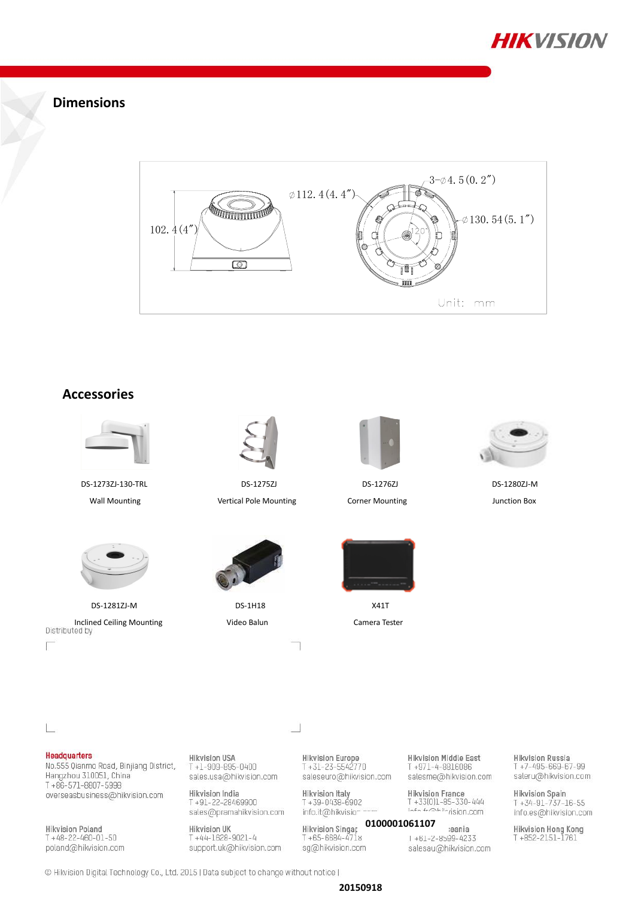## Dimensions

102.4(4")

⌀112.4(4.4")

3-⌀4.5(0.2")

⌀130.54(5.1")

120°

Unit: mm

## Accessories

| | | | |
|---|---|---|---|
| DS-1273ZJ-130-TRL<br>Wall Mounting | DS-1275ZJ<br>Vertical Pole Mounting | DS-1276ZJ<br>Corner Mounting | DS-1280ZJ-M<br>Junction Box |
| DS-1281ZJ-M<br>Inclined Ceiling Mounting | DS-1H18<br>Video Balun | X41T<br>Camera Tester | |

Distributed by

**Headquarters**
No.555 Qianmo Road, Binjiang District, Hangzhou 310051, China
T +86-571-8807-5998
overseasbusiness@hikvision.com

**Hikvision USA**
T +1-909-895-0400
sales.usa@hikvision.com

**Hikvision India**
T +91-22-28469900
sales@pramahikvision.com

**Hikvision UK**
T +44-1628-9021-4
support.uk@hikvision.com

**Hikvision Europe**
T +31-23-5542770
saleseuro@hikvision.com

**Hikvision Italy**
T +39-0438-6902
info.it@hikvision.com

**Hikvision Singapore**
T +65-6684-4718
sg@hikvision.com

**Hikvision Middle East**
T +971-4-8816086
salesme@hikvision.com

**Hikvision France**
T +33(0)1-85-330-444
info.fr@hikvision.com

**Hikvision Oceania**
T +61-2-8599-4233
salesau@hikvision.com

**Hikvision Russia**
T +7-495-669-67-99
saleru@hikvision.com

**Hikvision Spain**
T +34-91-737-16-55
info.es@hikvision.com

**Hikvision Hong Kong**
T +852-2151-1761

**Hikvision Poland**
T +48-22-460-01-50
poland@hikvision.com

0100001061107

© Hikvision Digital Technology Co., Ltd. 2015 | Data subject to change without notice |

20150918